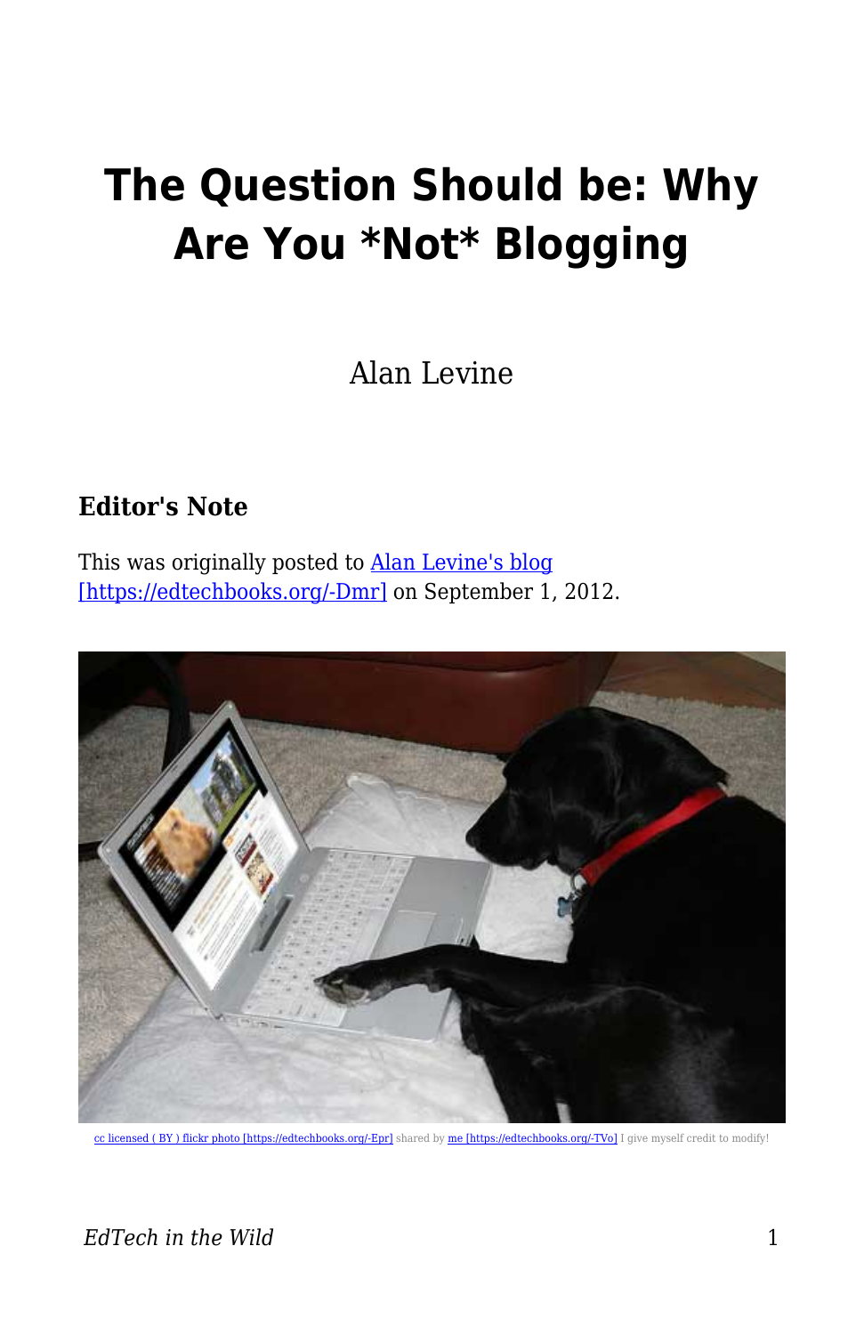# The Question Should be: Why Are You *Not* Blogging

Alan Levine

### Editor's Note

This was originally posted to Alan Levine's blog [https://edtechbooks.org/-Dmr] on September 1, 2012.

cc licensed ( BY ) flickr photo [https://edtechbooks.org/-Epr] shared by me [https://edtechbooks.org/-TVo] I give myself credit to modify!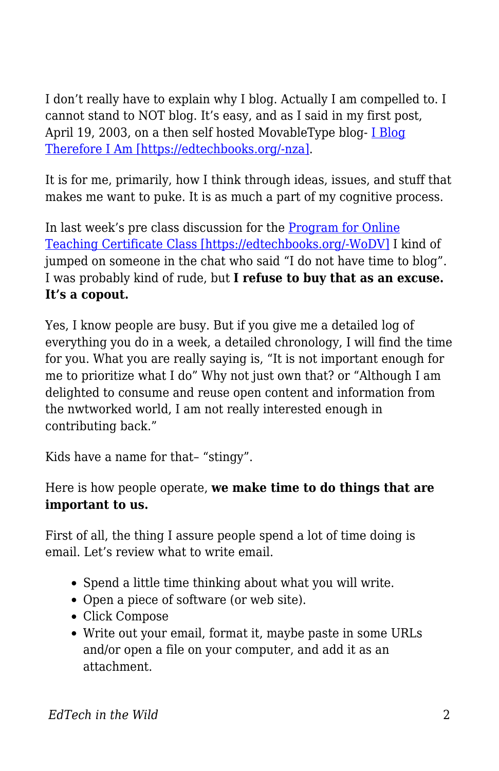I don't really have to explain why I blog. Actually I am compelled to. I cannot stand to NOT blog. It's easy, and as I said in my first post, April 19, 2003, on a then self hosted MovableType blog- [I Blog Therefore I Am [https://edtechbooks.org/-nza]](https://edtechbooks.org/-nza).

It is for me, primarily, how I think through ideas, issues, and stuff that makes me want to puke. It is as much a part of my cognitive process.

In last week's pre class discussion for the [Program for Online Teaching Certificate Class [https://edtechbooks.org/-WoDV]](https://edtechbooks.org/-WoDV) I kind of jumped on someone in the chat who said "I do not have time to blog". I was probably kind of rude, but **I refuse to buy that as an excuse. It's a copout.**

Yes, I know people are busy. But if you give me a detailed log of everything you do in a week, a detailed chronology, I will find the time for you. What you are really saying is, "It is not important enough for me to prioritize what I do" Why not just own that? or "Although I am delighted to consume and reuse open content and information from the nwtworked world, I am not really interested enough in contributing back."

Kids have a name for that– "stingy".

Here is how people operate, **we make time to do things that are important to us.**

First of all, the thing I assure people spend a lot of time doing is email. Let's review what to write email.

- Spend a little time thinking about what you will write.
- Open a piece of software (or web site).
- Click Compose
- Write out your email, format it, maybe paste in some URLs and/or open a file on your computer, and add it as an attachment.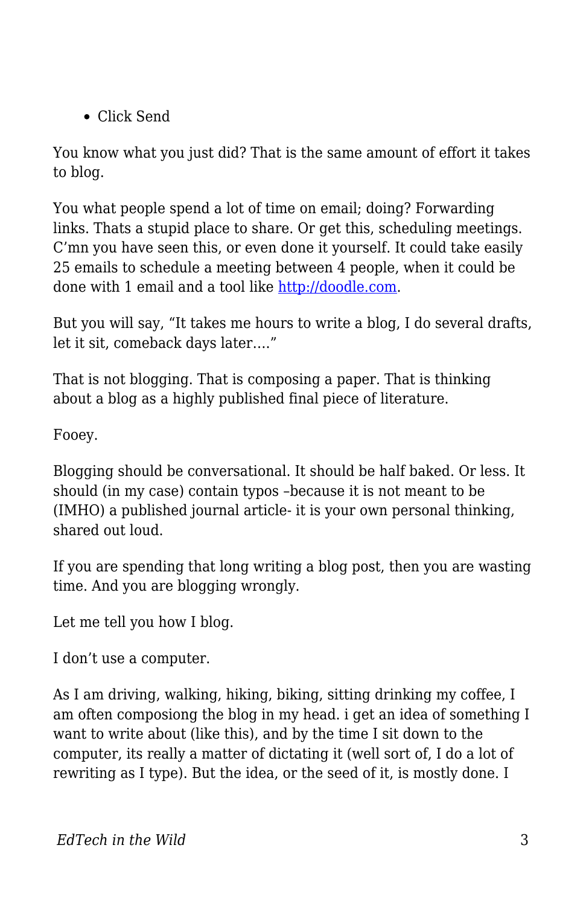- Click Send

You know what you just did? That is the same amount of effort it takes to blog.

You what people spend a lot of time on email; doing? Forwarding links. Thats a stupid place to share. Or get this, scheduling meetings. C'mn you have seen this, or even done it yourself. It could take easily 25 emails to schedule a meeting between 4 people, when it could be done with 1 email and a tool like [http://doodle.com](http://doodle.com).

But you will say, "It takes me hours to write a blog, I do several drafts, let it sit, comeback days later…."

That is not blogging. That is composing a paper. That is thinking about a blog as a highly published final piece of literature.

Fooey.

Blogging should be conversational. It should be half baked. Or less. It should (in my case) contain typos –because it is not meant to be (IMHO) a published journal article- it is your own personal thinking, shared out loud.

If you are spending that long writing a blog post, then you are wasting time. And you are blogging wrongly.

Let me tell you how I blog.

I don't use a computer.

As I am driving, walking, hiking, biking, sitting drinking my coffee, I am often composiong the blog in my head. i get an idea of something I want to write about (like this), and by the time I sit down to the computer, its really a matter of dictating it (well sort of, I do a lot of rewriting as I type). But the idea, or the seed of it, is mostly done. I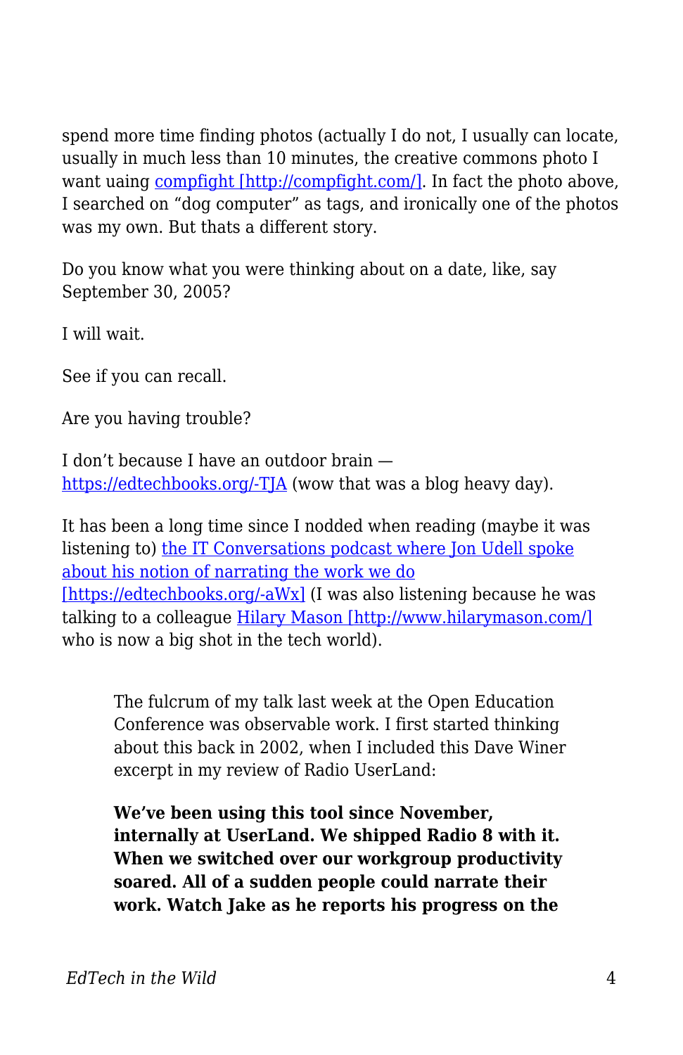spend more time finding photos (actually I do not, I usually can locate, usually in much less than 10 minutes, the creative commons photo I want uaing [compfight [http://compfight.com/]](http://compfight.com/). In fact the photo above, I searched on "dog computer" as tags, and ironically one of the photos was my own. But thats a different story.

Do you know what you were thinking about on a date, like, say September 30, 2005?

I will wait.

See if you can recall.

Are you having trouble?

I don't because I have an outdoor brain — [https://edtechbooks.org/-TJA](https://edtechbooks.org/-TJA) (wow that was a blog heavy day).

It has been a long time since I nodded when reading (maybe it was listening to) [the IT Conversations podcast where Jon Udell spoke about his notion of narrating the work we do [https://edtechbooks.org/-aWx]](https://edtechbooks.org/-aWx) (I was also listening because he was talking to a colleague [Hilary Mason [http://www.hilarymason.com/]](http://www.hilarymason.com/) who is now a big shot in the tech world).

> The fulcrum of my talk last week at the Open Education Conference was observable work. I first started thinking about this back in 2002, when I included this Dave Winer excerpt in my review of Radio UserLand:
>
> **We've been using this tool since November, internally at UserLand. We shipped Radio 8 with it. When we switched over our workgroup productivity soared. All of a sudden people could narrate their work. Watch Jake as he reports his progress on the**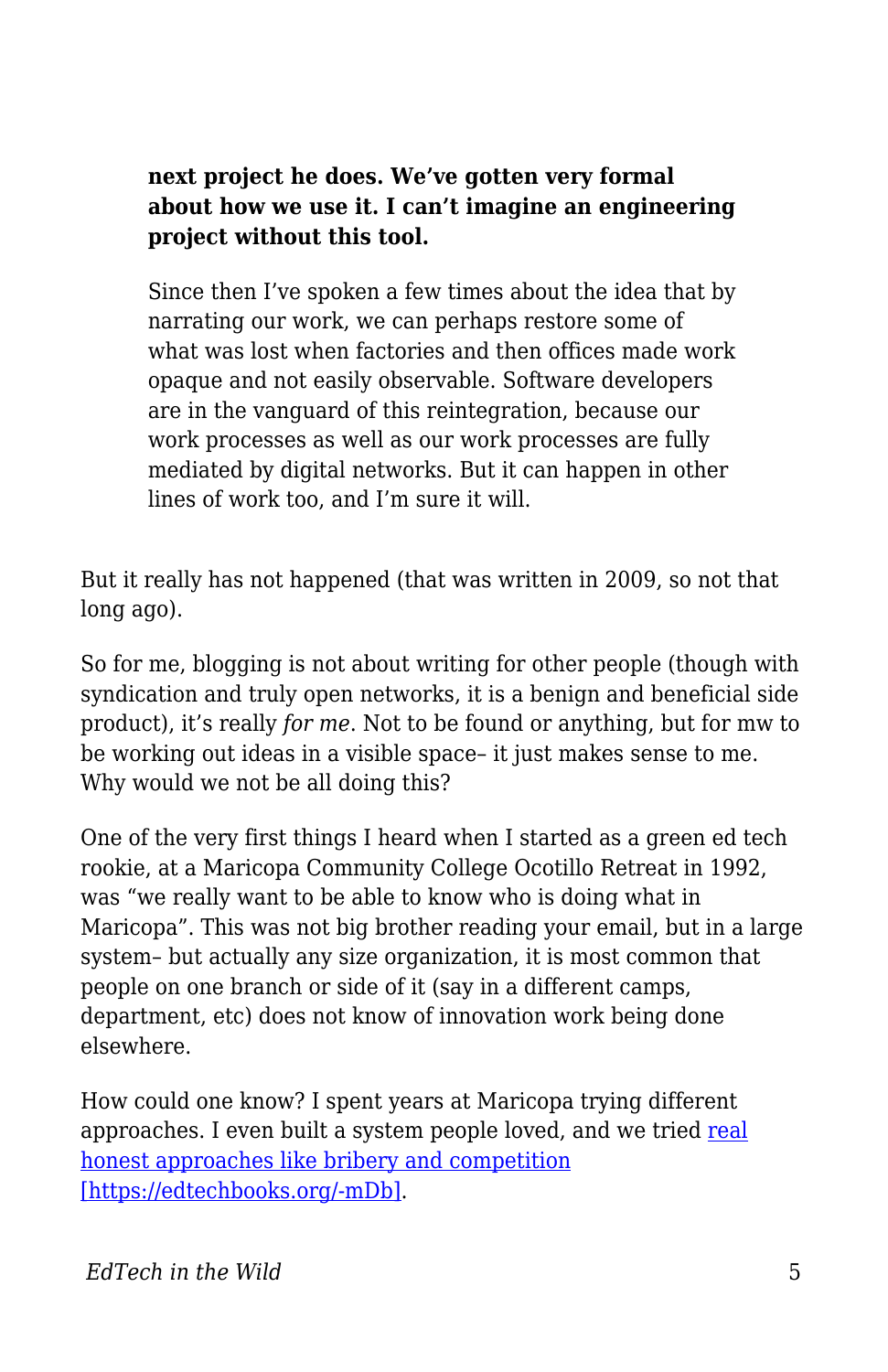> **next project he does. We've gotten very formal about how we use it. I can't imagine an engineering project without this tool.**
>
> Since then I've spoken a few times about the idea that by narrating our work, we can perhaps restore some of what was lost when factories and then offices made work opaque and not easily observable. Software developers are in the vanguard of this reintegration, because our work processes as well as our work processes are fully mediated by digital networks. But it can happen in other lines of work too, and I'm sure it will.

But it really has not happened (that was written in 2009, so not that long ago).

So for me, blogging is not about writing for other people (though with syndication and truly open networks, it is a benign and beneficial side product), it's really *for me*. Not to be found or anything, but for mw to be working out ideas in a visible space– it just makes sense to me. Why would we not be all doing this?

One of the very first things I heard when I started as a green ed tech rookie, at a Maricopa Community College Ocotillo Retreat in 1992, was "we really want to be able to know who is doing what in Maricopa". This was not big brother reading your email, but in a large system– but actually any size organization, it is most common that people on one branch or side of it (say in a different camps, department, etc) does not know of innovation work being done elsewhere.

How could one know? I spent years at Maricopa trying different approaches. I even built a system people loved, and we tried [real honest approaches like bribery and competition [https://edtechbooks.org/-mDb]](https://edtechbooks.org/-mDb).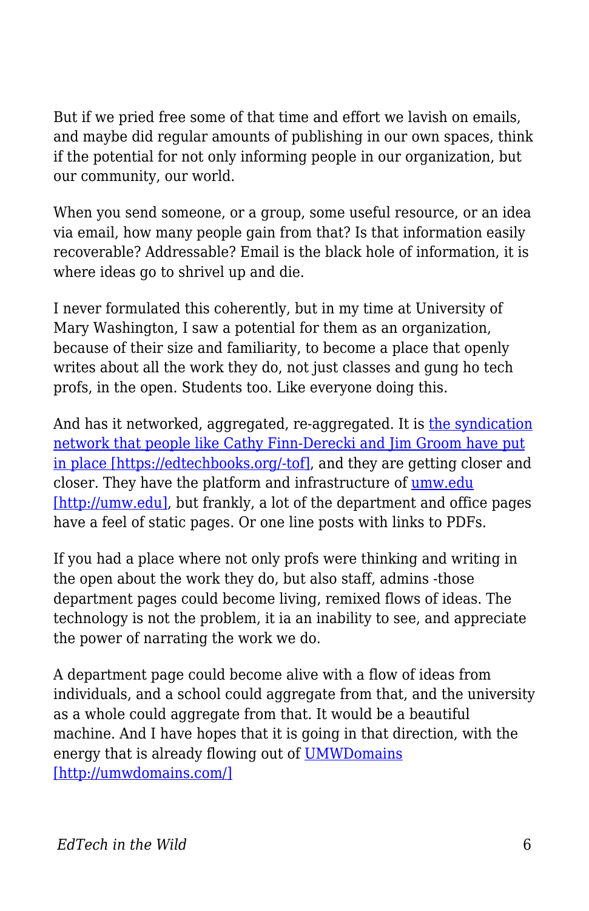But if we pried free some of that time and effort we lavish on emails, and maybe did regular amounts of publishing in our own spaces, think if the potential for not only informing people in our organization, but our community, our world.

When you send someone, or a group, some useful resource, or an idea via email, how many people gain from that? Is that information easily recoverable? Addressable? Email is the black hole of information, it is where ideas go to shrivel up and die.

I never formulated this coherently, but in my time at University of Mary Washington, I saw a potential for them as an organization, because of their size and familiarity, to become a place that openly writes about all the work they do, not just classes and gung ho tech profs, in the open. Students too. Like everyone doing this.

And has it networked, aggregated, re-aggregated. It is [the syndication network that people like Cathy Finn-Derecki and Jim Groom have put in place [https://edtechbooks.org/-tof]](https://edtechbooks.org/-tof), and they are getting closer and closer. They have the platform and infrastructure of [umw.edu [http://umw.edu]](http://umw.edu), but frankly, a lot of the department and office pages have a feel of static pages. Or one line posts with links to PDFs.

If you had a place where not only profs were thinking and writing in the open about the work they do, but also staff, admins -those department pages could become living, remixed flows of ideas. The technology is not the problem, it ia an inability to see, and appreciate the power of narrating the work we do.

A department page could become alive with a flow of ideas from individuals, and a school could aggregate from that, and the university as a whole could aggregate from that. It would be a beautiful machine. And I have hopes that it is going in that direction, with the energy that is already flowing out of [UMWDomains [http://umwdomains.com/]](http://umwdomains.com/)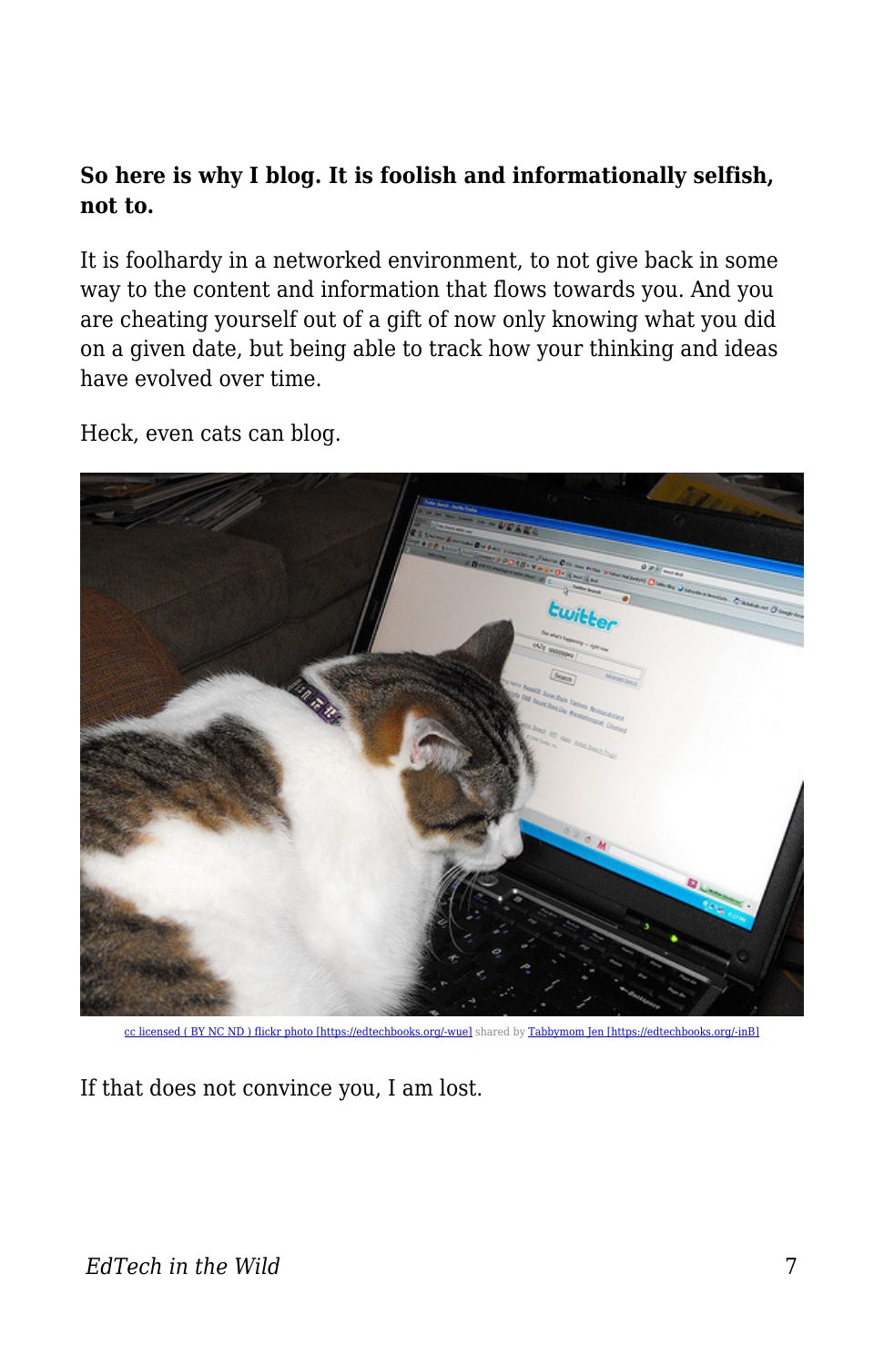**So here is why I blog. It is foolish and informationally selfish, not to.**

It is foolhardy in a networked environment, to not give back in some way to the content and information that flows towards you. And you are cheating yourself out of a gift of now only knowing what you did on a given date, but being able to track how your thinking and ideas have evolved over time.

Heck, even cats can blog.

cc licensed ( BY NC ND ) flickr photo [https://edtechbooks.org/-wue] shared by Tabbymom Jen [https://edtechbooks.org/-inB]

If that does not convince you, I am lost.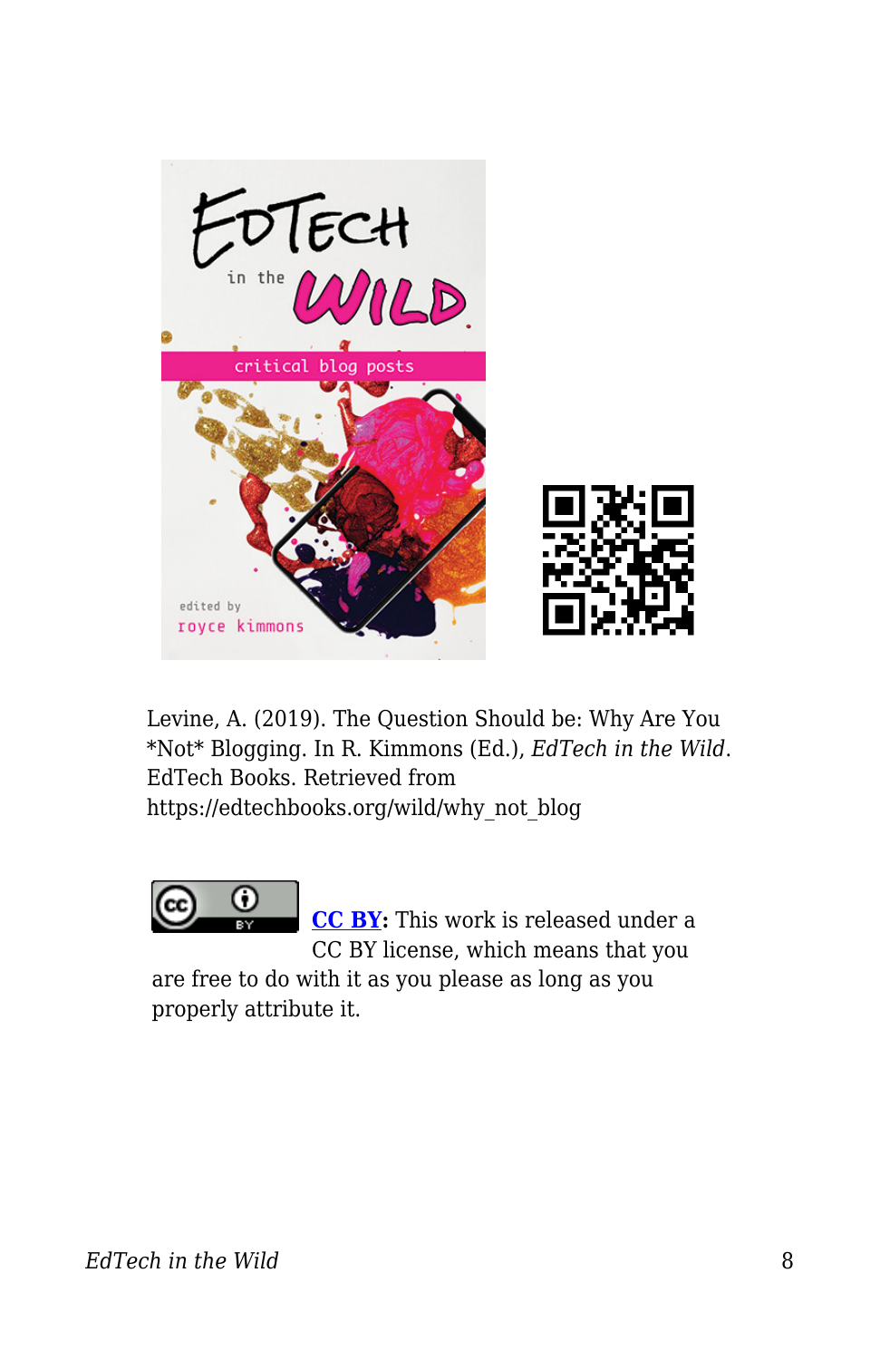Levine, A. (2019). The Question Should be: Why Are You *Not* Blogging. In R. Kimmons (Ed.), *EdTech in the Wild*. EdTech Books. Retrieved from https://edtechbooks.org/wild/why_not_blog

**CC BY:** This work is released under a CC BY license, which means that you are free to do with it as you please as long as you properly attribute it.